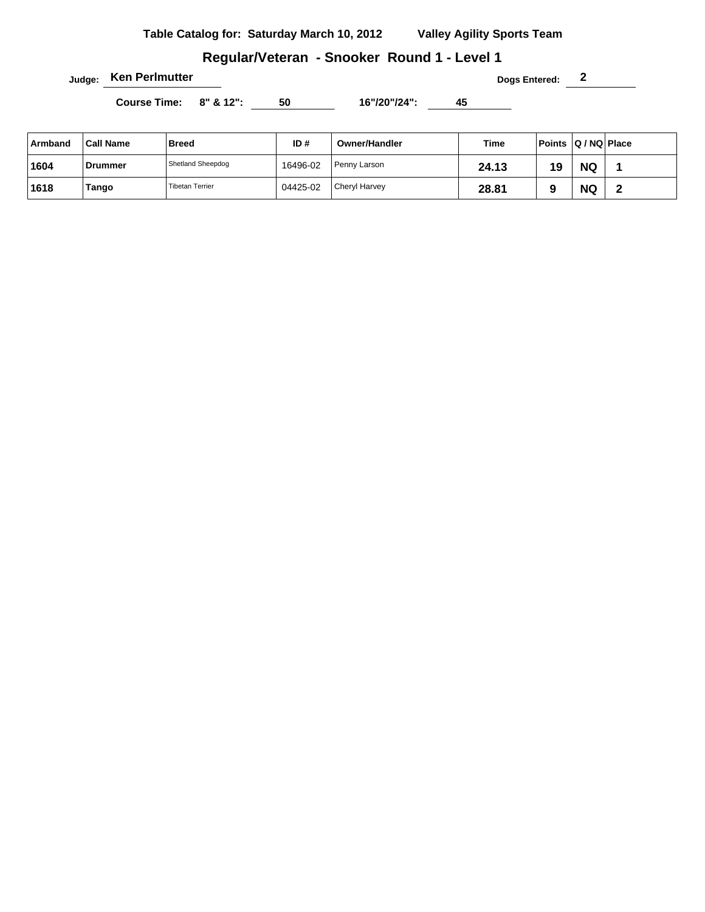**Table Catalog for: Saturday March 10, 2012** **Valley Agility Sports Team**

## Regular/Veteran - Snooker Round 1 - Level 1

**Judge:** **Ken Perlmutter** **Dogs Entered:** **2**

**Course Time:** **8" & 12":** **50** **16"/20"/24":** **45**

| Armband | Call Name | Breed | ID # | Owner/Handler | Time | Points | Q / NQ | Place |
|---|---|---|---|---|---|---|---|---|
| 1604 | Drummer | Shetland Sheepdog | 16496-02 | Penny Larson | 24.13 | 19 | NQ | 1 |
| 1618 | Tango | Tibetan Terrier | 04425-02 | Cheryl Harvey | 28.81 | 9 | NQ | 2 |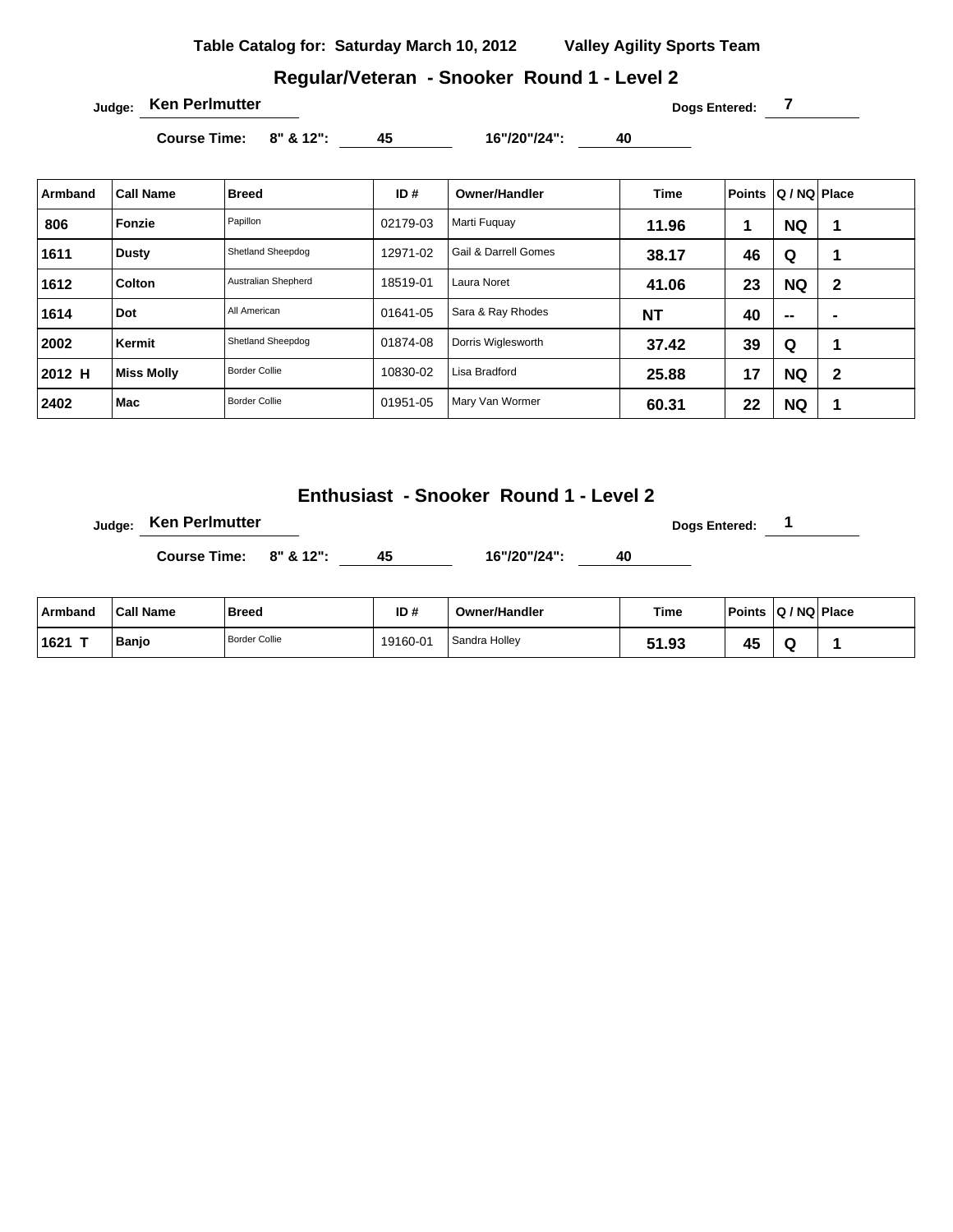**Table Catalog for: Saturday March 10, 2012 Valley Agility Sports Team**

## Regular/Veteran - Snooker Round 1 - Level 2

**Judge:** Ken Perlmutter **Dogs Entered:** 7

**Course Time:** 8" & 12": 45 16"/20"/24": 40

| Armband | Call Name | Breed | ID # | Owner/Handler | Time | Points | Q / NQ | Place |
|---|---|---|---|---|---|---|---|---|
| 806 | Fonzie | Papillon | 02179-03 | Marti Fuquay | 11.96 | 1 | NQ | 1 |
| 1611 | Dusty | Shetland Sheepdog | 12971-02 | Gail & Darrell Gomes | 38.17 | 46 | Q | 1 |
| 1612 | Colton | Australian Shepherd | 18519-01 | Laura Noret | 41.06 | 23 | NQ | 2 |
| 1614 | Dot | All American | 01641-05 | Sara & Ray Rhodes | NT | 40 | -- | - |
| 2002 | Kermit | Shetland Sheepdog | 01874-08 | Dorris Wiglesworth | 37.42 | 39 | Q | 1 |
| 2012 H | Miss Molly | Border Collie | 10830-02 | Lisa Bradford | 25.88 | 17 | NQ | 2 |
| 2402 | Mac | Border Collie | 01951-05 | Mary Van Wormer | 60.31 | 22 | NQ | 1 |

## Enthusiast - Snooker Round 1 - Level 2

**Judge:** Ken Perlmutter **Dogs Entered:** 1

**Course Time:** 8" & 12": 45 16"/20"/24": 40

| Armband | Call Name | Breed | ID # | Owner/Handler | Time | Points | Q / NQ | Place |
|---|---|---|---|---|---|---|---|---|
| 1621 T | Banjo | Border Collie | 19160-01 | Sandra Holley | 51.93 | 45 | Q | 1 |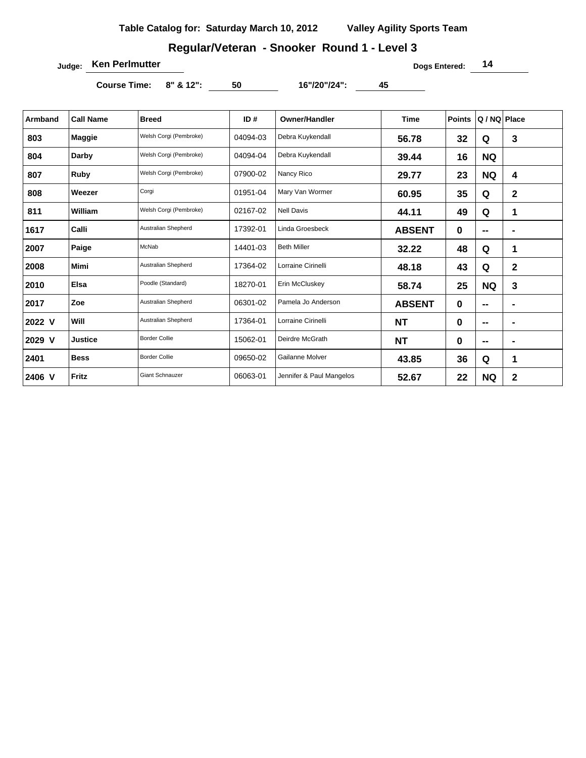**Table Catalog for: Saturday March 10, 2012** **Valley Agility Sports Team**

## Regular/Veteran - Snooker Round 1 - Level 3

**Judge:** Ken Perlmutter **Dogs Entered:** 14

**Course Time:** 8" & 12": 50 16"/20"/24": 45

| Armband | Call Name | Breed | ID # | Owner/Handler | Time | Points | Q / NQ | Place |
|---|---|---|---|---|---|---|---|---|
| 803 | Maggie | Welsh Corgi (Pembroke) | 04094-03 | Debra Kuykendall | 56.78 | 32 | Q | 3 |
| 804 | Darby | Welsh Corgi (Pembroke) | 04094-04 | Debra Kuykendall | 39.44 | 16 | NQ | |
| 807 | Ruby | Welsh Corgi (Pembroke) | 07900-02 | Nancy Rico | 29.77 | 23 | NQ | 4 |
| 808 | Weezer | Corgi | 01951-04 | Mary Van Wormer | 60.95 | 35 | Q | 2 |
| 811 | William | Welsh Corgi (Pembroke) | 02167-02 | Nell Davis | 44.11 | 49 | Q | 1 |
| 1617 | Calli | Australian Shepherd | 17392-01 | Linda Groesbeck | ABSENT | 0 | -- | - |
| 2007 | Paige | McNab | 14401-03 | Beth Miller | 32.22 | 48 | Q | 1 |
| 2008 | Mimi | Australian Shepherd | 17364-02 | Lorraine Cirinelli | 48.18 | 43 | Q | 2 |
| 2010 | Elsa | Poodle (Standard) | 18270-01 | Erin McCluskey | 58.74 | 25 | NQ | 3 |
| 2017 | Zoe | Australian Shepherd | 06301-02 | Pamela Jo Anderson | ABSENT | 0 | -- | - |
| 2022 V | Will | Australian Shepherd | 17364-01 | Lorraine Cirinelli | NT | 0 | -- | - |
| 2029 V | Justice | Border Collie | 15062-01 | Deirdre McGrath | NT | 0 | -- | - |
| 2401 | Bess | Border Collie | 09650-02 | Gailanne Molver | 43.85 | 36 | Q | 1 |
| 2406 V | Fritz | Giant Schnauzer | 06063-01 | Jennifer & Paul Mangelos | 52.67 | 22 | NQ | 2 |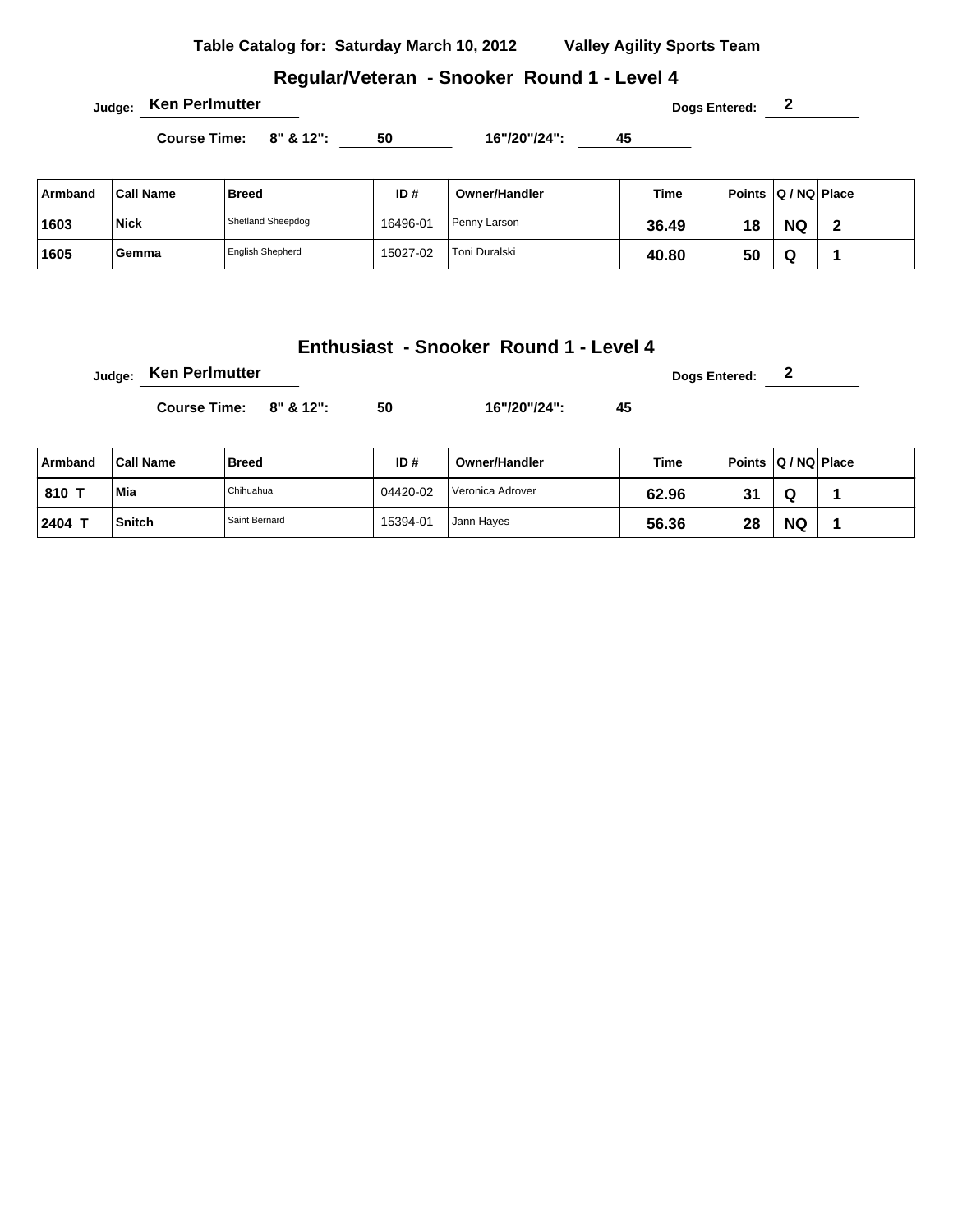**Table Catalog for: Saturday March 10, 2012 Valley Agility Sports Team**

## Regular/Veteran - Snooker Round 1 - Level 4

**Judge:** Ken Perlmutter **Dogs Entered:** 2

**Course Time: 8" & 12":** 50 **16"/20"/24":** 45

| Armband | Call Name | Breed | ID # | Owner/Handler | Time | Points | Q / NQ | Place |
|---|---|---|---|---|---|---|---|---|
| 1603 | Nick | Shetland Sheepdog | 16496-01 | Penny Larson | 36.49 | 18 | NQ | 2 |
| 1605 | Gemma | English Shepherd | 15027-02 | Toni Duralski | 40.80 | 50 | Q | 1 |

## Enthusiast - Snooker Round 1 - Level 4

**Judge:** Ken Perlmutter **Dogs Entered:** 2

**Course Time: 8" & 12":** 50 **16"/20"/24":** 45

| Armband | Call Name | Breed | ID # | Owner/Handler | Time | Points | Q / NQ | Place |
|---|---|---|---|---|---|---|---|---|
| 810 T | Mia | Chihuahua | 04420-02 | Veronica Adrover | 62.96 | 31 | Q | 1 |
| 2404 T | Snitch | Saint Bernard | 15394-01 | Jann Hayes | 56.36 | 28 | NQ | 1 |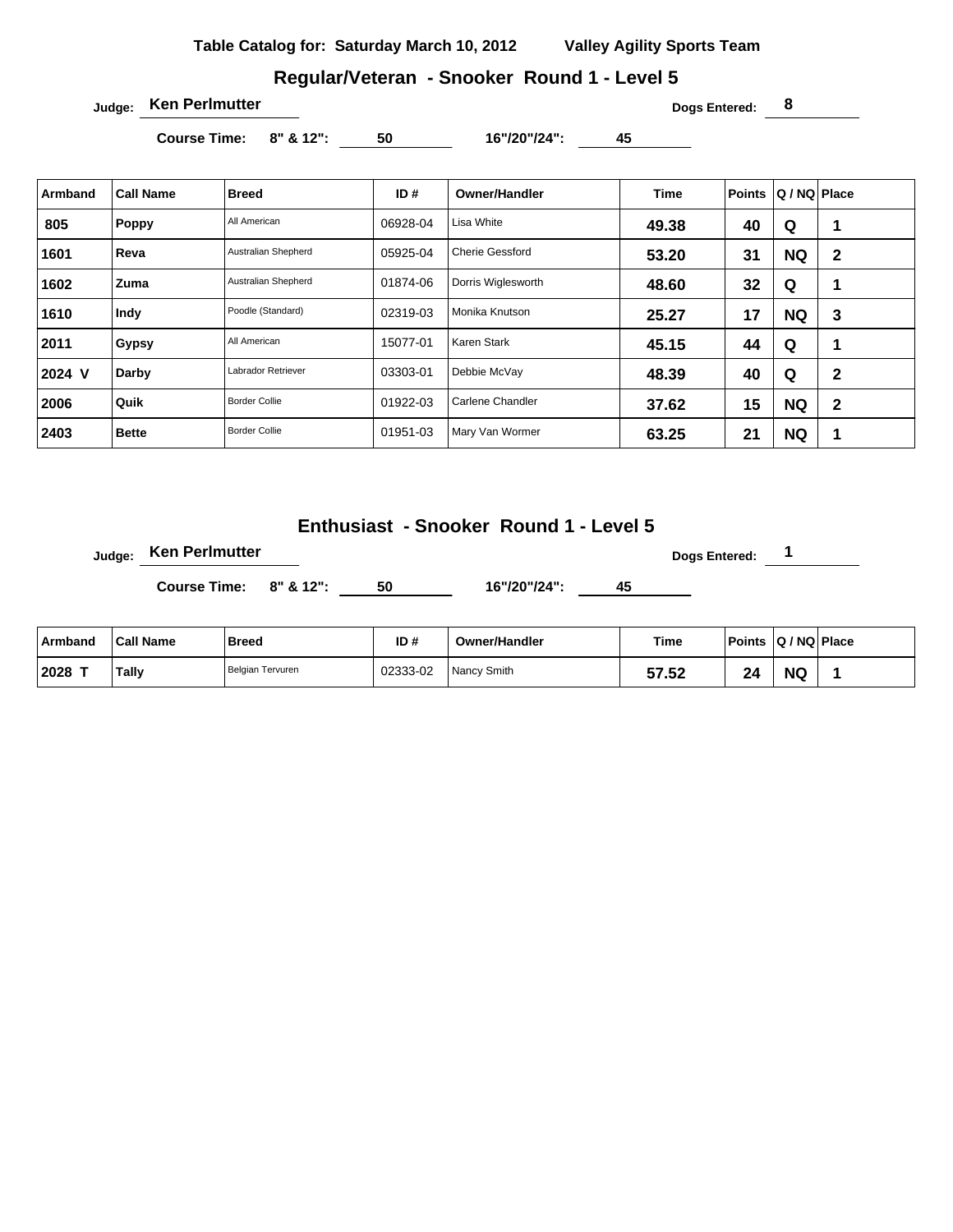**Table Catalog for: Saturday March 10, 2012** **Valley Agility Sports Team**

## Regular/Veteran - Snooker Round 1 - Level 5

**Judge:** Ken Perlmutter **Dogs Entered:** 8

**Course Time:** 8" & 12": 50 16"/20"/24": 45

| Armband | Call Name | Breed | ID # | Owner/Handler | Time | Points | Q / NQ | Place |
|---|---|---|---|---|---|---|---|---|
| 805 | Poppy | All American | 06928-04 | Lisa White | 49.38 | 40 | Q | 1 |
| 1601 | Reva | Australian Shepherd | 05925-04 | Cherie Gessford | 53.20 | 31 | NQ | 2 |
| 1602 | Zuma | Australian Shepherd | 01874-06 | Dorris Wiglesworth | 48.60 | 32 | Q | 1 |
| 1610 | Indy | Poodle (Standard) | 02319-03 | Monika Knutson | 25.27 | 17 | NQ | 3 |
| 2011 | Gypsy | All American | 15077-01 | Karen Stark | 45.15 | 44 | Q | 1 |
| 2024 V | Darby | Labrador Retriever | 03303-01 | Debbie McVay | 48.39 | 40 | Q | 2 |
| 2006 | Quik | Border Collie | 01922-03 | Carlene Chandler | 37.62 | 15 | NQ | 2 |
| 2403 | Bette | Border Collie | 01951-03 | Mary Van Wormer | 63.25 | 21 | NQ | 1 |

## Enthusiast - Snooker Round 1 - Level 5

**Judge:** Ken Perlmutter **Dogs Entered:** 1

**Course Time:** 8" & 12": 50 16"/20"/24": 45

| Armband | Call Name | Breed | ID # | Owner/Handler | Time | Points | Q / NQ | Place |
|---|---|---|---|---|---|---|---|---|
| 2028 T | Tally | Belgian Tervuren | 02333-02 | Nancy Smith | 57.52 | 24 | NQ | 1 |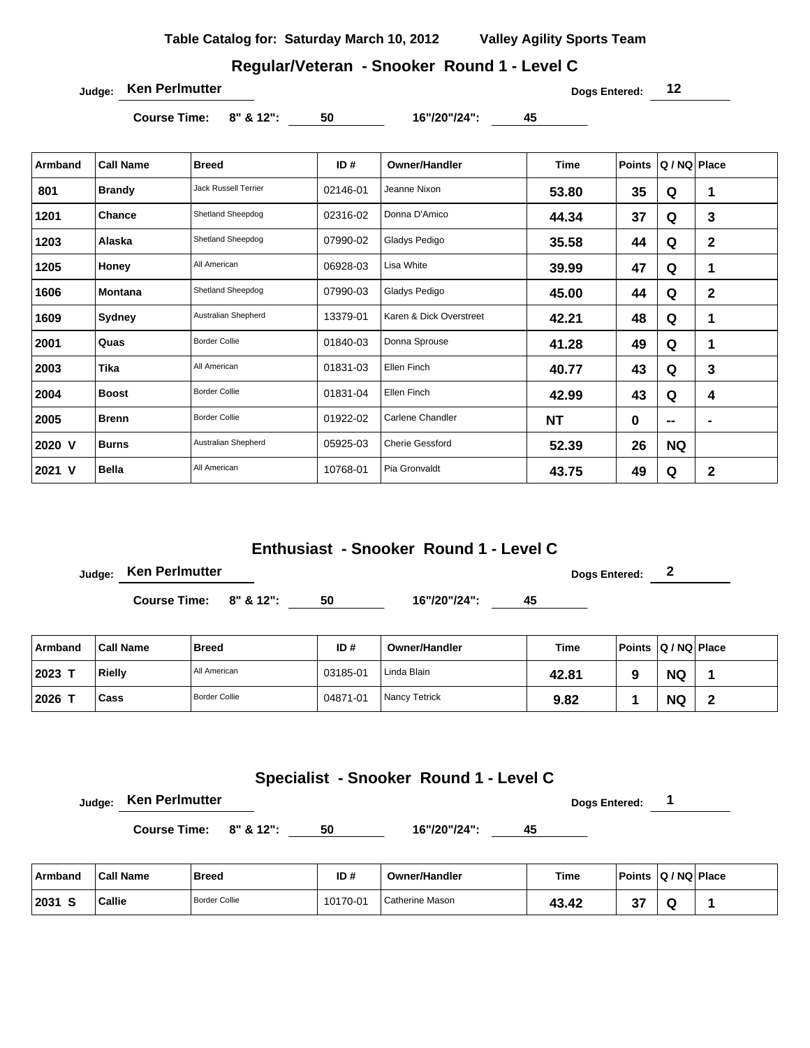**Table Catalog for: Saturday March 10, 2012    Valley Agility Sports Team**

## Regular/Veteran - Snooker Round 1 - Level C

Judge: **Ken Perlmutter**    Dogs Entered: **12**

Course Time: 8" & 12": **50**    16"/20"/24": **45**

| Armband | Call Name | Breed | ID # | Owner/Handler | Time | Points | Q / NQ | Place |
|---|---|---|---|---|---|---|---|---|
| 801 | Brandy | Jack Russell Terrier | 02146-01 | Jeanne Nixon | 53.80 | 35 | Q | 1 |
| 1201 | Chance | Shetland Sheepdog | 02316-02 | Donna D'Amico | 44.34 | 37 | Q | 3 |
| 1203 | Alaska | Shetland Sheepdog | 07990-02 | Gladys Pedigo | 35.58 | 44 | Q | 2 |
| 1205 | Honey | All American | 06928-03 | Lisa White | 39.99 | 47 | Q | 1 |
| 1606 | Montana | Shetland Sheepdog | 07990-03 | Gladys Pedigo | 45.00 | 44 | Q | 2 |
| 1609 | Sydney | Australian Shepherd | 13379-01 | Karen & Dick Overstreet | 42.21 | 48 | Q | 1 |
| 2001 | Quas | Border Collie | 01840-03 | Donna Sprouse | 41.28 | 49 | Q | 1 |
| 2003 | Tika | All American | 01831-03 | Ellen Finch | 40.77 | 43 | Q | 3 |
| 2004 | Boost | Border Collie | 01831-04 | Ellen Finch | 42.99 | 43 | Q | 4 |
| 2005 | Brenn | Border Collie | 01922-02 | Carlene Chandler | NT | 0 | -- | - |
| 2020 V | Burns | Australian Shepherd | 05925-03 | Cherie Gessford | 52.39 | 26 | NQ | |
| 2021 V | Bella | All American | 10768-01 | Pia Gronvaldt | 43.75 | 49 | Q | 2 |

## Enthusiast - Snooker Round 1 - Level C

Judge: **Ken Perlmutter**    Dogs Entered: **2**

Course Time: 8" & 12": **50**    16"/20"/24": **45**

| Armband | Call Name | Breed | ID # | Owner/Handler | Time | Points | Q / NQ | Place |
|---|---|---|---|---|---|---|---|---|
| 2023 T | Rielly | All American | 03185-01 | Linda Blain | 42.81 | 9 | NQ | 1 |
| 2026 T | Cass | Border Collie | 04871-01 | Nancy Tetrick | 9.82 | 1 | NQ | 2 |

## Specialist - Snooker Round 1 - Level C

Judge: **Ken Perlmutter**    Dogs Entered: **1**

Course Time: 8" & 12": **50**    16"/20"/24": **45**

| Armband | Call Name | Breed | ID # | Owner/Handler | Time | Points | Q / NQ | Place |
|---|---|---|---|---|---|---|---|---|
| 2031 S | Callie | Border Collie | 10170-01 | Catherine Mason | 43.42 | 37 | Q | 1 |